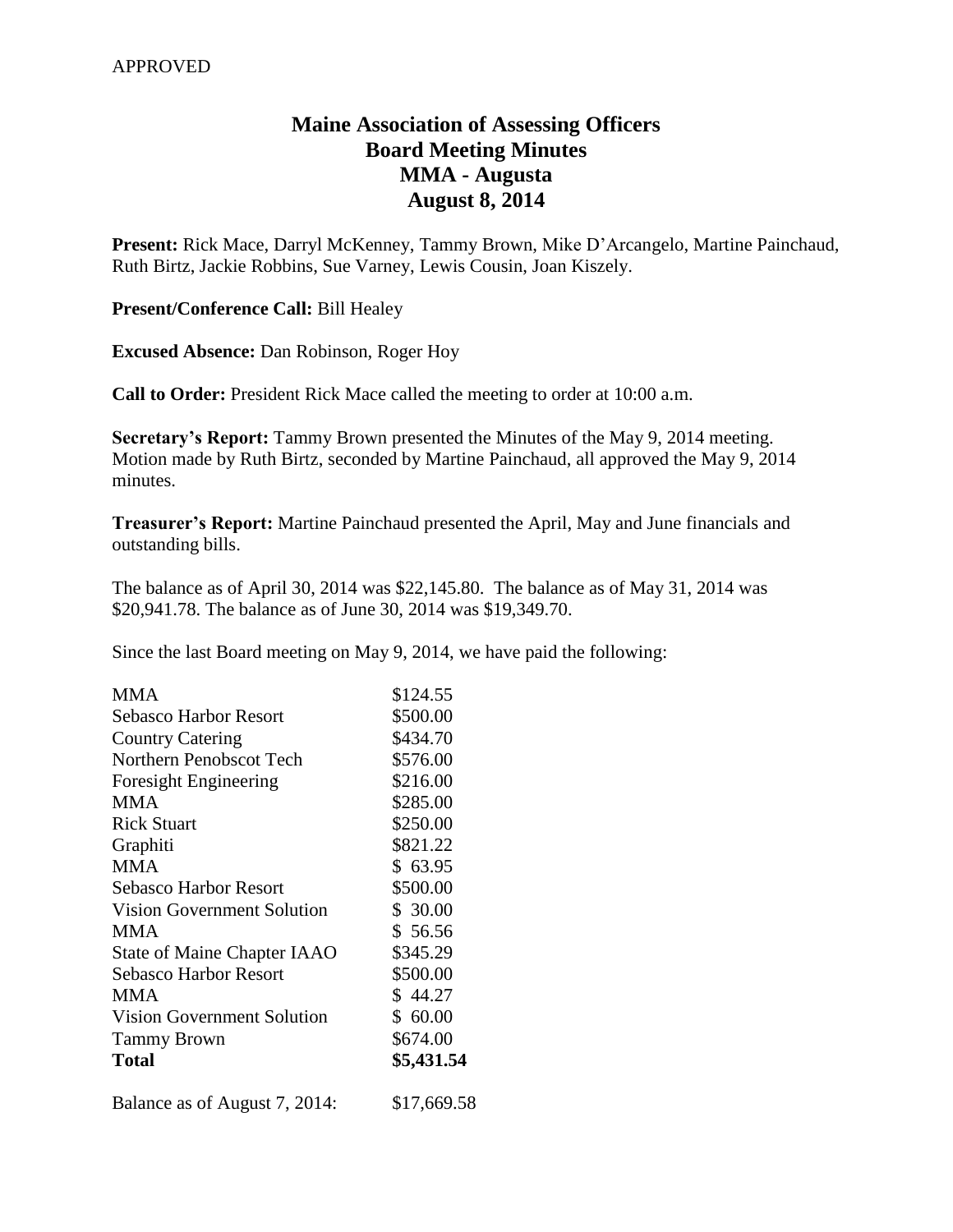APPROVED

# Maine Association of Assessing Officers
## Board Meeting Minutes
## MMA - Augusta
## August 8, 2014

**Present:** Rick Mace, Darryl McKenney, Tammy Brown, Mike D'Arcangelo, Martine Painchaud, Ruth Birtz, Jackie Robbins, Sue Varney, Lewis Cousin, Joan Kiszely.

**Present/Conference Call:** Bill Healey

**Excused Absence:** Dan Robinson, Roger Hoy

**Call to Order:** President Rick Mace called the meeting to order at 10:00 a.m.

**Secretary's Report:** Tammy Brown presented the Minutes of the May 9, 2014 meeting. Motion made by Ruth Birtz, seconded by Martine Painchaud, all approved the May 9, 2014 minutes.

**Treasurer's Report:** Martine Painchaud presented the April, May and June financials and outstanding bills.

The balance as of April 30, 2014 was $22,145.80. The balance as of May 31, 2014 was $20,941.78. The balance as of June 30, 2014 was $19,349.70.

Since the last Board meeting on May 9, 2014, we have paid the following:

| | |
|---|---|
| MMA | $124.55 |
| Sebasco Harbor Resort | $500.00 |
| Country Catering | $434.70 |
| Northern Penobscot Tech | $576.00 |
| Foresight Engineering | $216.00 |
| MMA | $285.00 |
| Rick Stuart | $250.00 |
| Graphiti | $821.22 |
| MMA | $ 63.95 |
| Sebasco Harbor Resort | $500.00 |
| Vision Government Solution | $ 30.00 |
| MMA | $ 56.56 |
| State of Maine Chapter IAAO | $345.29 |
| Sebasco Harbor Resort | $500.00 |
| MMA | $ 44.27 |
| Vision Government Solution | $ 60.00 |
| Tammy Brown | $674.00 |
| **Total** | **$5,431.54** |

Balance as of August 7, 2014: $17,669.58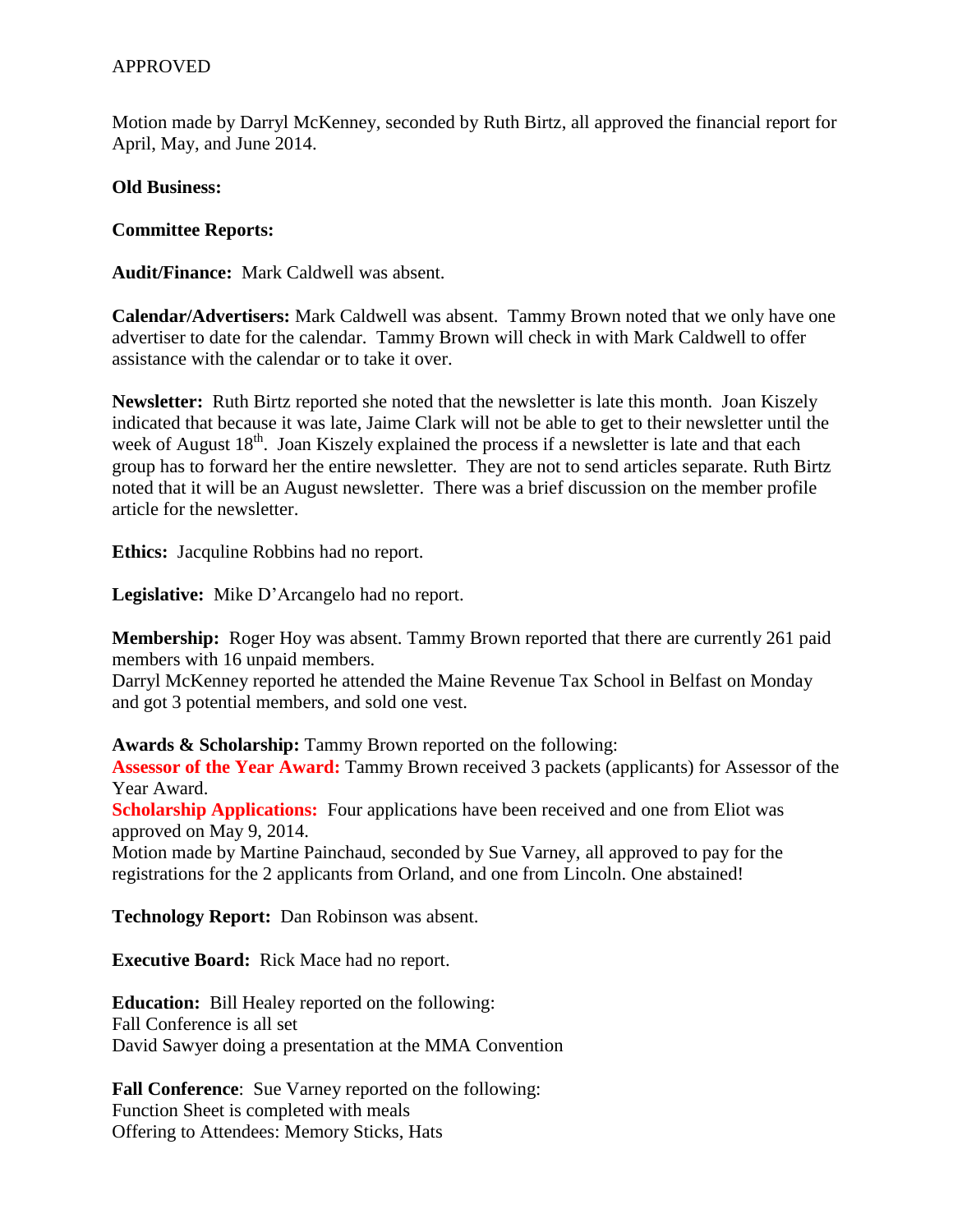APPROVED

Motion made by Darryl McKenney, seconded by Ruth Birtz, all approved the financial report for April, May, and June 2014.

**Old Business:**

**Committee Reports:**

**Audit/Finance:** Mark Caldwell was absent.

**Calendar/Advertisers:** Mark Caldwell was absent. Tammy Brown noted that we only have one advertiser to date for the calendar. Tammy Brown will check in with Mark Caldwell to offer assistance with the calendar or to take it over.

**Newsletter:** Ruth Birtz reported she noted that the newsletter is late this month. Joan Kiszely indicated that because it was late, Jaime Clark will not be able to get to their newsletter until the week of August 18th. Joan Kiszely explained the process if a newsletter is late and that each group has to forward her the entire newsletter. They are not to send articles separate. Ruth Birtz noted that it will be an August newsletter. There was a brief discussion on the member profile article for the newsletter.

**Ethics:** Jacquline Robbins had no report.

**Legislative:** Mike D'Arcangelo had no report.

**Membership:** Roger Hoy was absent. Tammy Brown reported that there are currently 261 paid members with 16 unpaid members.
Darryl McKenney reported he attended the Maine Revenue Tax School in Belfast on Monday and got 3 potential members, and sold one vest.

**Awards & Scholarship:** Tammy Brown reported on the following:
**Assessor of the Year Award:** Tammy Brown received 3 packets (applicants) for Assessor of the Year Award.
**Scholarship Applications:** Four applications have been received and one from Eliot was approved on May 9, 2014.
Motion made by Martine Painchaud, seconded by Sue Varney, all approved to pay for the registrations for the 2 applicants from Orland, and one from Lincoln. One abstained!

**Technology Report:** Dan Robinson was absent.

**Executive Board:** Rick Mace had no report.

**Education:** Bill Healey reported on the following:
Fall Conference is all set
David Sawyer doing a presentation at the MMA Convention

**Fall Conference**: Sue Varney reported on the following:
Function Sheet is completed with meals
Offering to Attendees: Memory Sticks, Hats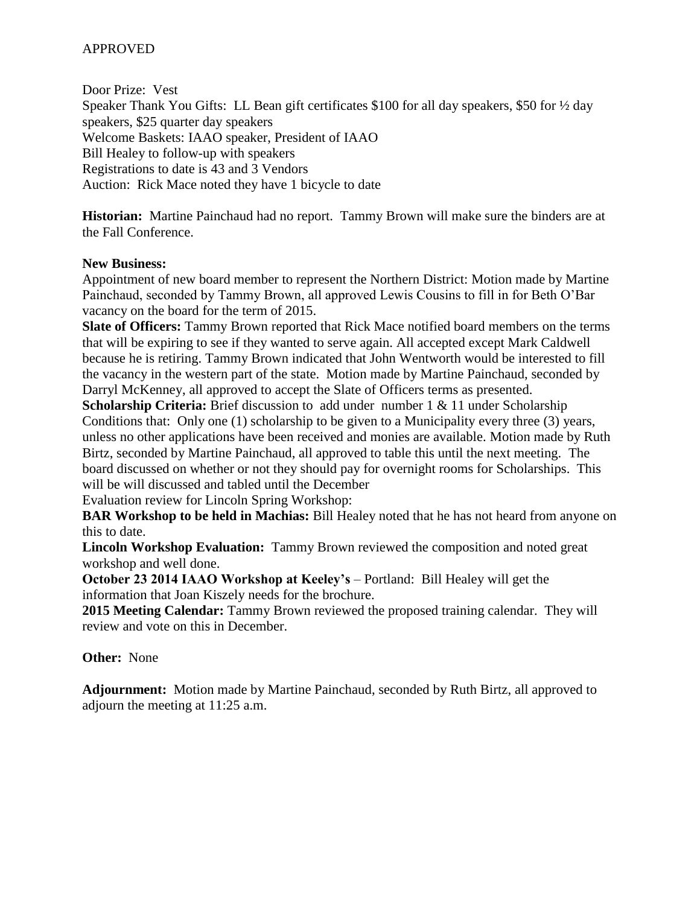APPROVED

Door Prize: Vest
Speaker Thank You Gifts: LL Bean gift certificates $100 for all day speakers, $50 for ½ day speakers, $25 quarter day speakers
Welcome Baskets: IAAO speaker, President of IAAO
Bill Healey to follow-up with speakers
Registrations to date is 43 and 3 Vendors
Auction: Rick Mace noted they have 1 bicycle to date

**Historian:** Martine Painchaud had no report. Tammy Brown will make sure the binders are at the Fall Conference.

**New Business:**
Appointment of new board member to represent the Northern District: Motion made by Martine Painchaud, seconded by Tammy Brown, all approved Lewis Cousins to fill in for Beth O'Bar vacancy on the board for the term of 2015.
**Slate of Officers:** Tammy Brown reported that Rick Mace notified board members on the terms that will be expiring to see if they wanted to serve again. All accepted except Mark Caldwell because he is retiring. Tammy Brown indicated that John Wentworth would be interested to fill the vacancy in the western part of the state. Motion made by Martine Painchaud, seconded by Darryl McKenney, all approved to accept the Slate of Officers terms as presented.
**Scholarship Criteria:** Brief discussion to add under number 1 & 11 under Scholarship Conditions that: Only one (1) scholarship to be given to a Municipality every three (3) years, unless no other applications have been received and monies are available. Motion made by Ruth Birtz, seconded by Martine Painchaud, all approved to table this until the next meeting. The board discussed on whether or not they should pay for overnight rooms for Scholarships. This will be will discussed and tabled until the December
Evaluation review for Lincoln Spring Workshop:
**BAR Workshop to be held in Machias:** Bill Healey noted that he has not heard from anyone on this to date.
**Lincoln Workshop Evaluation:** Tammy Brown reviewed the composition and noted great workshop and well done.
**October 23 2014 IAAO Workshop at Keeley's** – Portland: Bill Healey will get the information that Joan Kiszely needs for the brochure.
**2015 Meeting Calendar:** Tammy Brown reviewed the proposed training calendar. They will review and vote on this in December.

**Other:** None

**Adjournment:** Motion made by Martine Painchaud, seconded by Ruth Birtz, all approved to adjourn the meeting at 11:25 a.m.